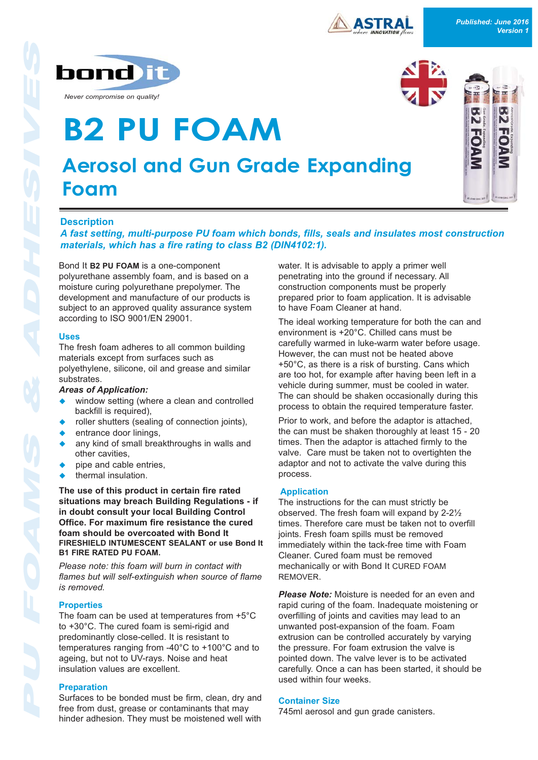Published: June 2016
Version 1

bond it
*Never compromise on quality!*

# B2 PU FOAM

## Aerosol and Gun Grade Expanding Foam

### Description

***A fast setting, multi-purpose PU foam which bonds, fills, seals and insulates most construction materials, which has a fire rating to class B2 (DIN4102:1).***

Bond It **B2 PU FOAM** is a one-component polyurethane assembly foam, and is based on a moisture curing polyurethane prepolymer. The development and manufacture of our products is subject to an approved quality assurance system according to ISO 9001/EN 29001.

### Uses

The fresh foam adheres to all common building materials except from surfaces such as polyethylene, silicone, oil and grease and similar substrates.

***Areas of Application:***

- window setting (where a clean and controlled backfill is required),
- roller shutters (sealing of connection joints),
- entrance door linings,
- any kind of small breakthroughs in walls and other cavities,
- pipe and cable entries,
- thermal insulation.

**The use of this product in certain fire rated situations may breach Building Regulations - if in doubt consult your local Building Control Office. For maximum fire resistance the cured foam should be overcoated with Bond It FIRESHIELD INTUMESCENT SEALANT or use Bond It B1 FIRE RATED PU FOAM.**

*Please note: this foam will burn in contact with flames but will self-extinguish when source of flame is removed.*

### Properties

The foam can be used at temperatures from +5°C to +30°C. The cured foam is semi-rigid and predominantly close-celled. It is resistant to temperatures ranging from -40°C to +100°C and to ageing, but not to UV-rays. Noise and heat insulation values are excellent.

### Preparation

Surfaces to be bonded must be firm, clean, dry and free from dust, grease or contaminants that may hinder adhesion. They must be moistened well with water. It is advisable to apply a primer well penetrating into the ground if necessary. All construction components must be properly prepared prior to foam application. It is advisable to have Foam Cleaner at hand.

The ideal working temperature for both the can and environment is +20°C. Chilled cans must be carefully warmed in luke-warm water before usage. However, the can must not be heated above +50°C, as there is a risk of bursting. Cans which are too hot, for example after having been left in a vehicle during summer, must be cooled in water. The can should be shaken occasionally during this process to obtain the required temperature faster.

Prior to work, and before the adaptor is attached, the can must be shaken thoroughly at least 15 - 20 times. Then the adaptor is attached firmly to the valve. Care must be taken not to overtighten the adaptor and not to activate the valve during this process.

### Application

The instructions for the can must strictly be observed. The fresh foam will expand by 2-2½ times. Therefore care must be taken not to overfill joints. Fresh foam spills must be removed immediately within the tack-free time with Foam Cleaner. Cured foam must be removed mechanically or with Bond It CURED FOAM REMOVER.

***Please Note:*** Moisture is needed for an even and rapid curing of the foam. Inadequate moistening or overfilling of joints and cavities may lead to an unwanted post-expansion of the foam. Foam extrusion can be controlled accurately by varying the pressure. For foam extrusion the valve is pointed down. The valve lever is to be activated carefully. Once a can has been started, it should be used within four weeks.

### Container Size

745ml aerosol and gun grade canisters.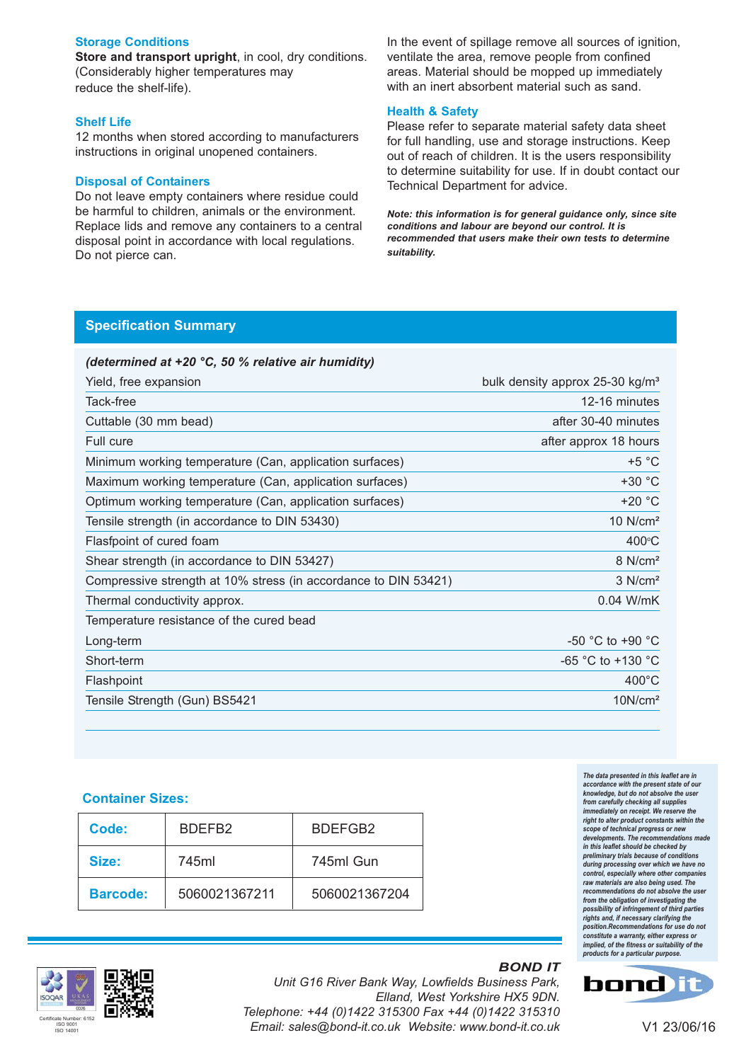## Storage Conditions

**Store and transport upright**, in cool, dry conditions. (Considerably higher temperatures may reduce the shelf-life).

## Shelf Life

12 months when stored according to manufacturers instructions in original unopened containers.

## Disposal of Containers

Do not leave empty containers where residue could be harmful to children, animals or the environment. Replace lids and remove any containers to a central disposal point in accordance with local regulations. Do not pierce can.

In the event of spillage remove all sources of ignition, ventilate the area, remove people from confined areas. Material should be mopped up immediately with an inert absorbent material such as sand.

## Health & Safety

Please refer to separate material safety data sheet for full handling, use and storage instructions. Keep out of reach of children. It is the users responsibility to determine suitability for use. If in doubt contact our Technical Department for advice.

***Note: this information is for general guidance only, since site conditions and labour are beyond our control. It is recommended that users make their own tests to determine suitability.***

## Specification Summary

***(determined at +20 °C, 50 % relative air humidity)***

| | |
|---|---|
| Yield, free expansion | bulk density approx 25-30 kg/m³ |
| Tack-free | 12-16 minutes |
| Cuttable (30 mm bead) | after 30-40 minutes |
| Full cure | after approx 18 hours |
| Minimum working temperature (Can, application surfaces) | +5 °C |
| Maximum working temperature (Can, application surfaces) | +30 °C |
| Optimum working temperature (Can, application surfaces) | +20 °C |
| Tensile strength (in accordance to DIN 53430) | 10 N/cm² |
| Flasfpoint of cured foam | 400°C |
| Shear strength (in accordance to DIN 53427) | 8 N/cm² |
| Compressive strength at 10% stress (in accordance to DIN 53421) | 3 N/cm² |
| Thermal conductivity approx. | 0.04 W/mK |
| Temperature resistance of the cured bead | |
| Long-term | -50 °C to +90 °C |
| Short-term | -65 °C to +130 °C |
| Flashpoint | 400°C |
| Tensile Strength (Gun) BS5421 | 10N/cm² |

## Container Sizes:

| | | |
|---|---|---|
| **Code:** | BDEFB2 | BDEFGB2 |
| **Size:** | 745ml | 745ml Gun |
| **Barcode:** | 5060021367211 | 5060021367204 |

*The data presented in this leaflet are in accordance with the present state of our knowledge, but do not absolve the user from carefully checking all supplies immediately on receipt. We reserve the right to alter product constants within the scope of technical progress or new developments. The recommendations made in this leaflet should be checked by preliminary trials because of conditions during processing over which we have no control, especially where other companies raw materials are also being used. The recommendations do not absolve the user from the obligation of investigating the possibility of infringement of third parties rights and, if necessary clarifying the position.Recommendations for use do not constitute a warranty, either express or implied, of the fitness or suitability of the products for a particular purpose.*

Certificate Number: 6152
ISO 9001
ISO 14001

***BOND IT***
*Unit G16 River Bank Way, Lowfields Business Park,*
*Elland, West Yorkshire HX5 9DN.*
*Telephone: +44 (0)1422 315300 Fax +44 (0)1422 315310*
*Email: sales@bond-it.co.uk Website: www.bond-it.co.uk*

V1 23/06/16